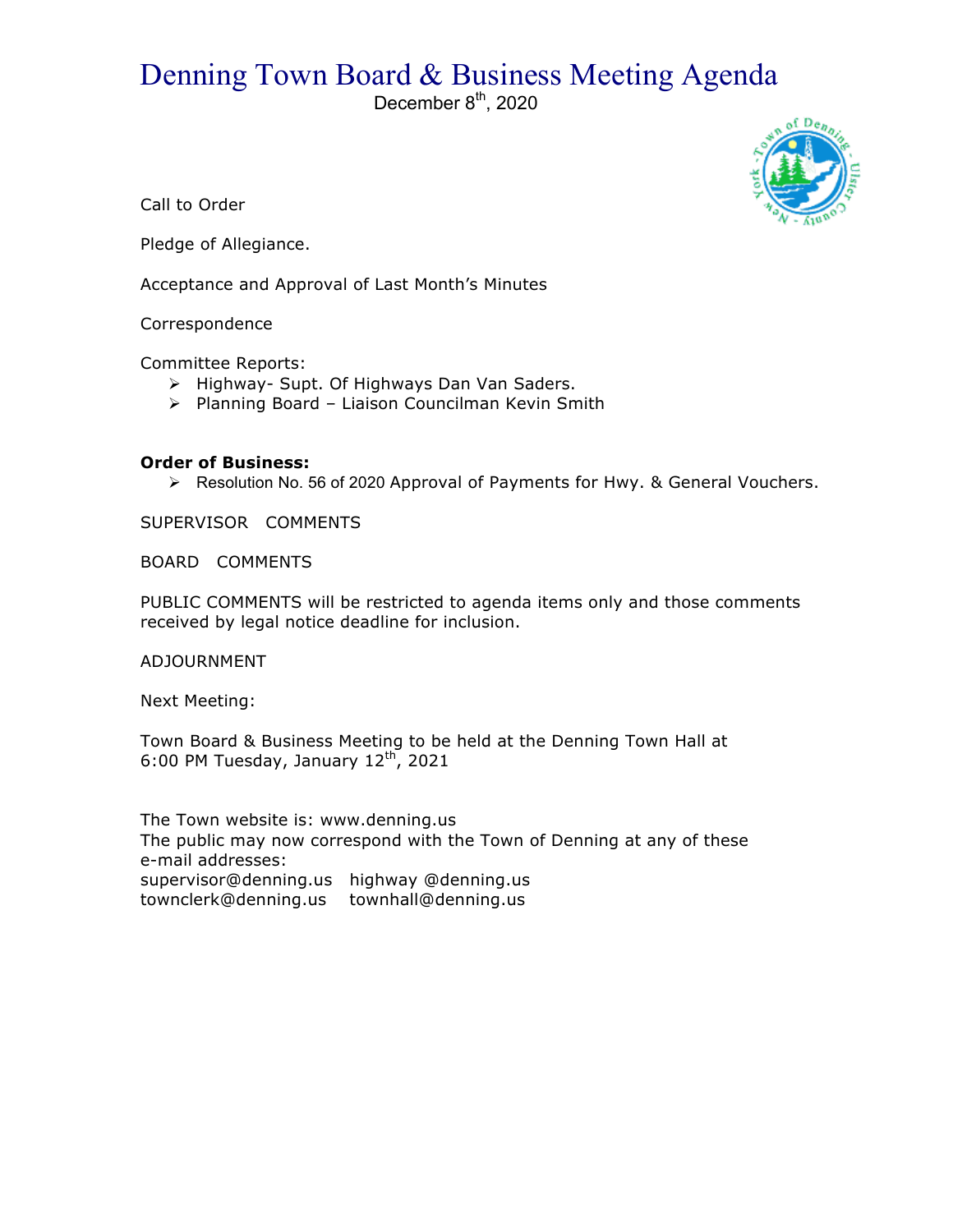# Denning Town Board & Business Meeting Agenda

December 8th, 2020

Call to Order

Pledge of Allegiance.

Acceptance and Approval of Last Month's Minutes

Correspondence

Committee Reports:

- Highway- Supt. Of Highways Dan Van Saders.
- Planning Board – Liaison Councilman Kevin Smith

**Order of Business:**

- Resolution No. 56 of 2020 Approval of Payments for Hwy. & General Vouchers.

SUPERVISOR COMMENTS

BOARD COMMENTS

PUBLIC COMMENTS will be restricted to agenda items only and those comments received by legal notice deadline for inclusion.

ADJOURNMENT

Next Meeting:

Town Board & Business Meeting to be held at the Denning Town Hall at 6:00 PM Tuesday, January 12th, 2021

The Town website is: www.denning.us

The public may now correspond with the Town of Denning at any of these e-mail addresses:

supervisor@denning.us highway @denning.us

townclerk@denning.us townhall@denning.us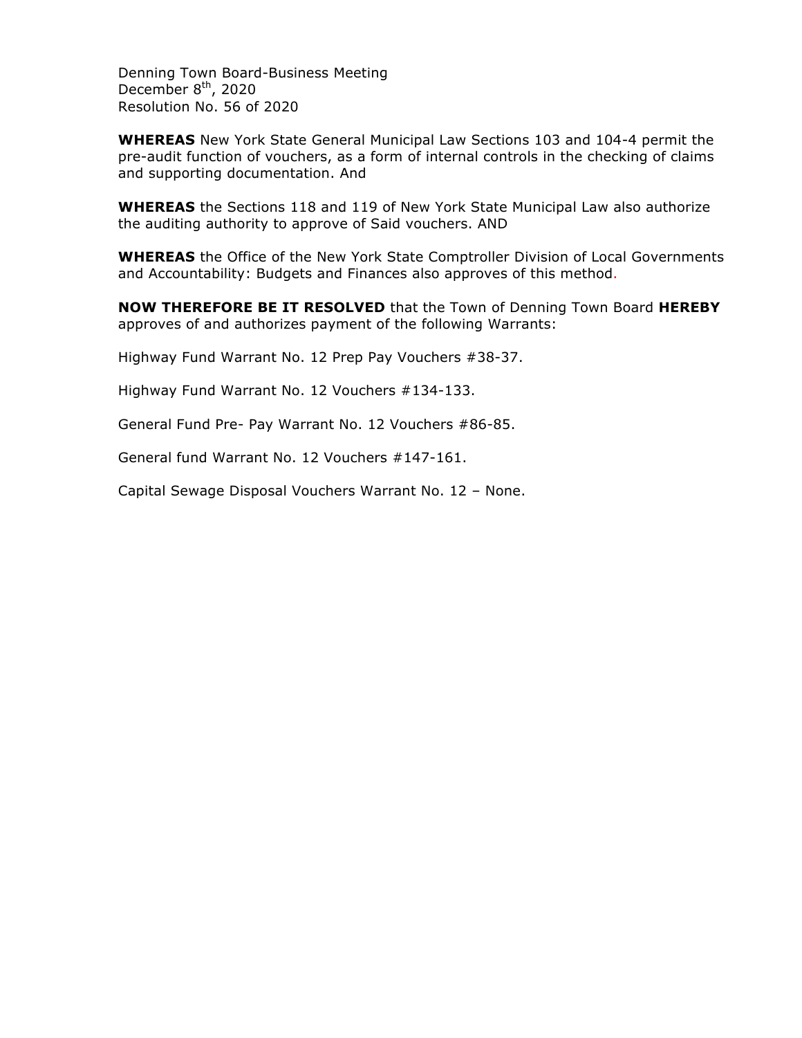Denning Town Board-Business Meeting
December 8th, 2020
Resolution No. 56 of 2020

**WHEREAS** New York State General Municipal Law Sections 103 and 104-4 permit the pre-audit function of vouchers, as a form of internal controls in the checking of claims and supporting documentation. And

**WHEREAS** the Sections 118 and 119 of New York State Municipal Law also authorize the auditing authority to approve of Said vouchers. AND

**WHEREAS** the Office of the New York State Comptroller Division of Local Governments and Accountability: Budgets and Finances also approves of this method.

**NOW THEREFORE BE IT RESOLVED** that the Town of Denning Town Board **HEREBY** approves of and authorizes payment of the following Warrants:

Highway Fund Warrant No. 12 Prep Pay Vouchers #38-37.

Highway Fund Warrant No. 12 Vouchers #134-133.

General Fund Pre- Pay Warrant No. 12 Vouchers #86-85.

General fund Warrant No. 12 Vouchers #147-161.

Capital Sewage Disposal Vouchers Warrant No. 12 – None.